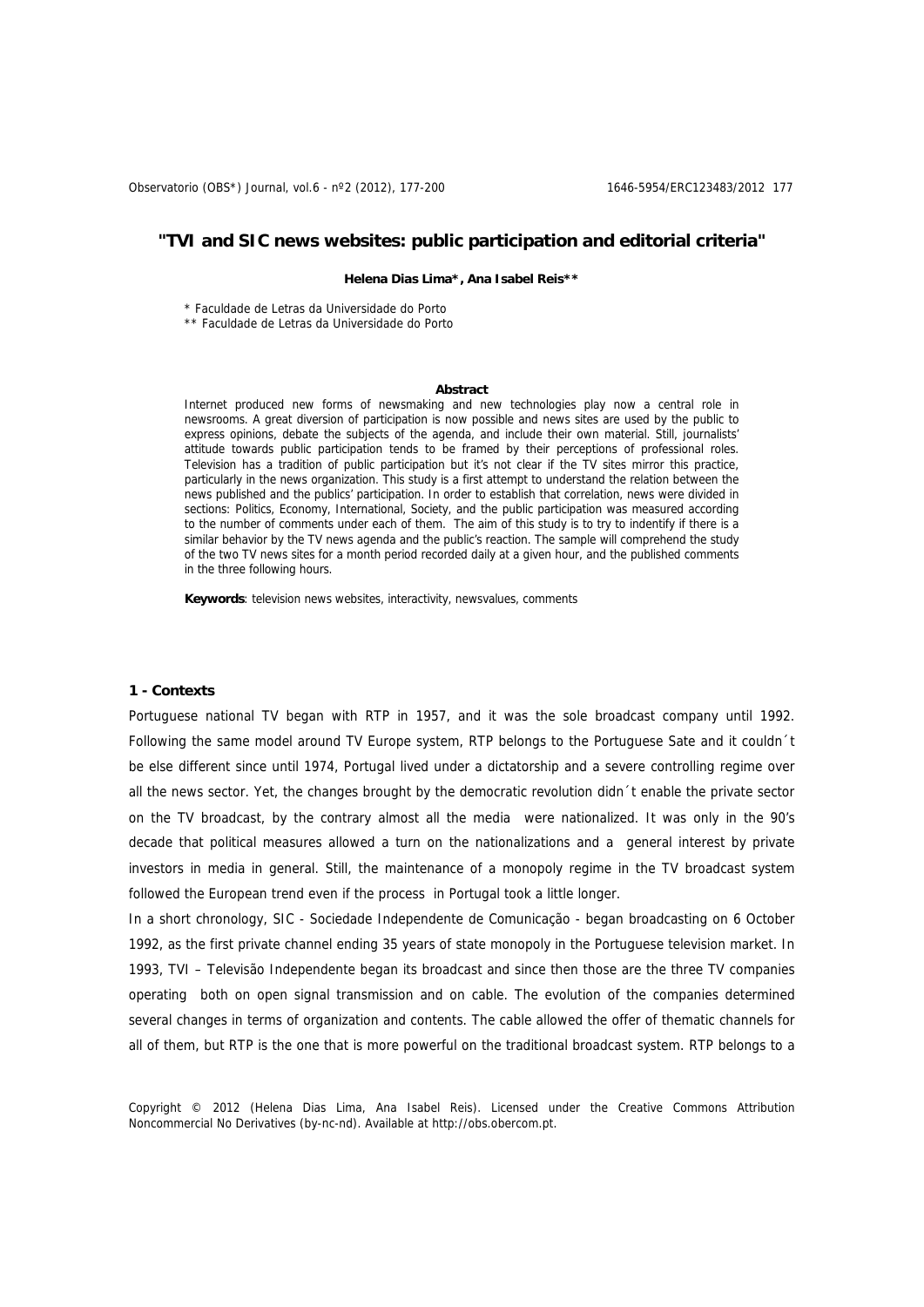# "TVI and SIC news websites: public participation and editorial criteria"

**Helena Dias Lima*, Ana Isabel Reis****

\* Faculdade de Letras da Universidade do Porto

\*\* Faculdade de Letras da Universidade do Porto

**Abstract**

Internet produced new forms of newsmaking and new technologies play now a central role in newsrooms. A great diversion of participation is now possible and news sites are used by the public to express opinions, debate the subjects of the agenda, and include their own material. Still, journalists' attitude towards public participation tends to be framed by their perceptions of professional roles. Television has a tradition of public participation but it's not clear if the TV sites mirror this practice, particularly in the news organization. This study is a first attempt to understand the relation between the news published and the publics' participation. In order to establish that correlation, news were divided in sections: Politics, Economy, International, Society, and the public participation was measured according to the number of comments under each of them. The aim of this study is to try to indentify if there is a similar behavior by the TV news agenda and the public's reaction. The sample will comprehend the study of the two TV news sites for a month period recorded daily at a given hour, and the published comments in the three following hours.

**Keywords**: television news websites, interactivity, newsvalues, comments

## 1 - Contexts

Portuguese national TV began with RTP in 1957, and it was the sole broadcast company until 1992. Following the same model around TV Europe system, RTP belongs to the Portuguese Sate and it couldn´t be else different since until 1974, Portugal lived under a dictatorship and a severe controlling regime over all the news sector. Yet, the changes brought by the democratic revolution didn´t enable the private sector on the TV broadcast, by the contrary almost all the media were nationalized. It was only in the 90's decade that political measures allowed a turn on the nationalizations and a general interest by private investors in media in general. Still, the maintenance of a monopoly regime in the TV broadcast system followed the European trend even if the process in Portugal took a little longer.

In a short chronology, SIC - Sociedade Independente de Comunicação - began broadcasting on 6 October 1992, as the first private channel ending 35 years of state monopoly in the Portuguese television market. In 1993, TVI – Televisão Independente began its broadcast and since then those are the three TV companies operating both on open signal transmission and on cable. The evolution of the companies determined several changes in terms of organization and contents. The cable allowed the offer of thematic channels for all of them, but RTP is the one that is more powerful on the traditional broadcast system. RTP belongs to a

Copyright © 2012 (Helena Dias Lima, Ana Isabel Reis). Licensed under the Creative Commons Attribution Noncommercial No Derivatives (by-nc-nd). Available at http://obs.obercom.pt.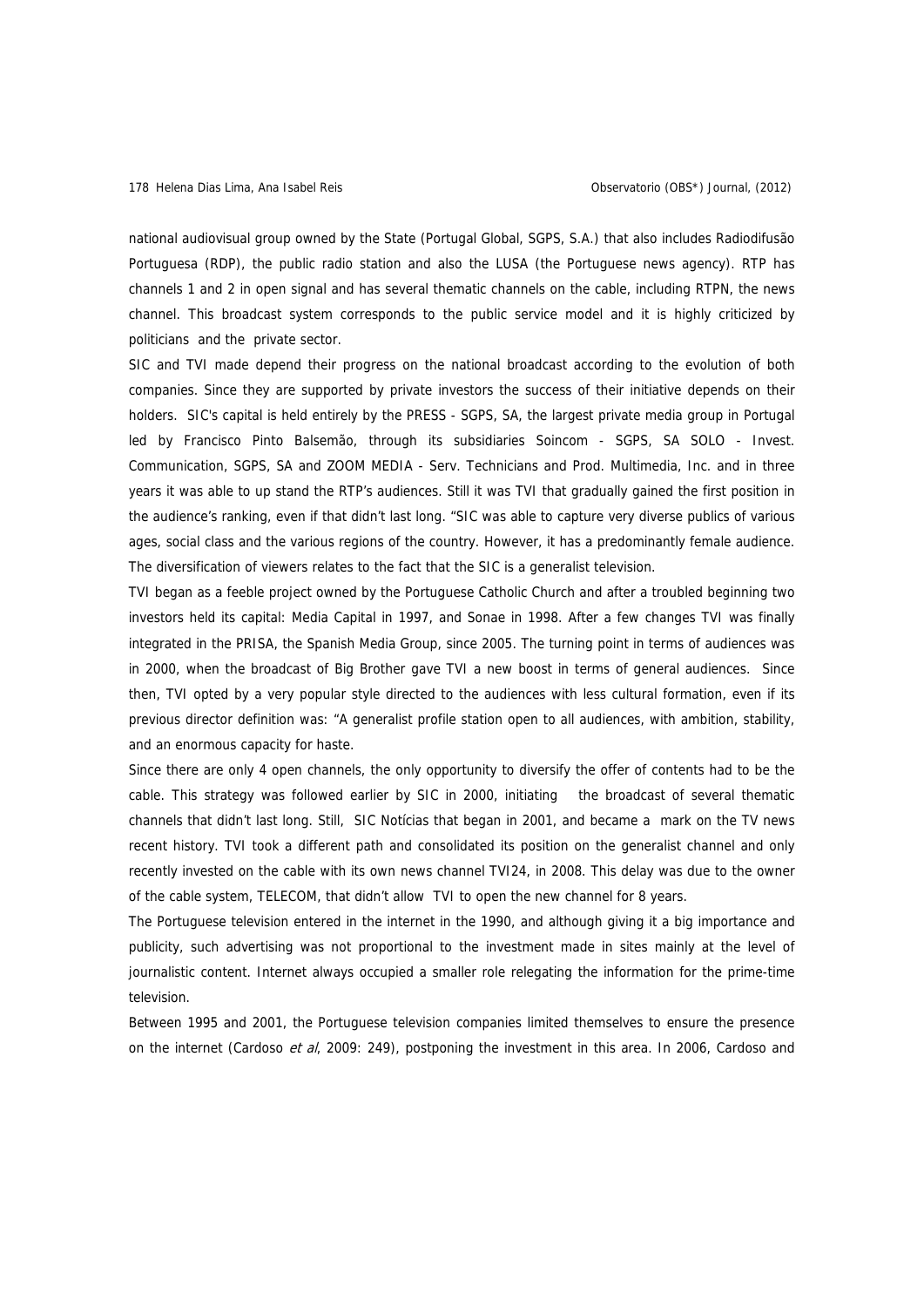national audiovisual group owned by the State (Portugal Global, SGPS, S.A.) that also includes Radiodifusão Portuguesa (RDP), the public radio station and also the LUSA (the Portuguese news agency). RTP has channels 1 and 2 in open signal and has several thematic channels on the cable, including RTPN, the news channel. This broadcast system corresponds to the public service model and it is highly criticized by politicians and the private sector.

SIC and TVI made depend their progress on the national broadcast according to the evolution of both companies. Since they are supported by private investors the success of their initiative depends on their holders. SIC's capital is held entirely by the PRESS - SGPS, SA, the largest private media group in Portugal led by Francisco Pinto Balsemão, through its subsidiaries Soincom - SGPS, SA SOLO - Invest. Communication, SGPS, SA and ZOOM MEDIA - Serv. Technicians and Prod. Multimedia, Inc. and in three years it was able to up stand the RTP's audiences. Still it was TVI that gradually gained the first position in the audience's ranking, even if that didn't last long. "SIC was able to capture very diverse publics of various ages, social class and the various regions of the country. However, it has a predominantly female audience. The diversification of viewers relates to the fact that the SIC is a generalist television.

TVI began as a feeble project owned by the Portuguese Catholic Church and after a troubled beginning two investors held its capital: Media Capital in 1997, and Sonae in 1998. After a few changes TVI was finally integrated in the PRISA, the Spanish Media Group, since 2005. The turning point in terms of audiences was in 2000, when the broadcast of Big Brother gave TVI a new boost in terms of general audiences. Since then, TVI opted by a very popular style directed to the audiences with less cultural formation, even if its previous director definition was: "A generalist profile station open to all audiences, with ambition, stability, and an enormous capacity for haste.

Since there are only 4 open channels, the only opportunity to diversify the offer of contents had to be the cable. This strategy was followed earlier by SIC in 2000, initiating the broadcast of several thematic channels that didn't last long. Still, SIC Notícias that began in 2001, and became a mark on the TV news recent history. TVI took a different path and consolidated its position on the generalist channel and only recently invested on the cable with its own news channel TVI24, in 2008. This delay was due to the owner of the cable system, TELECOM, that didn't allow TVI to open the new channel for 8 years.

The Portuguese television entered in the internet in the 1990, and although giving it a big importance and publicity, such advertising was not proportional to the investment made in sites mainly at the level of journalistic content. Internet always occupied a smaller role relegating the information for the prime-time television.

Between 1995 and 2001, the Portuguese television companies limited themselves to ensure the presence on the internet (Cardoso *et al*, 2009: 249), postponing the investment in this area. In 2006, Cardoso and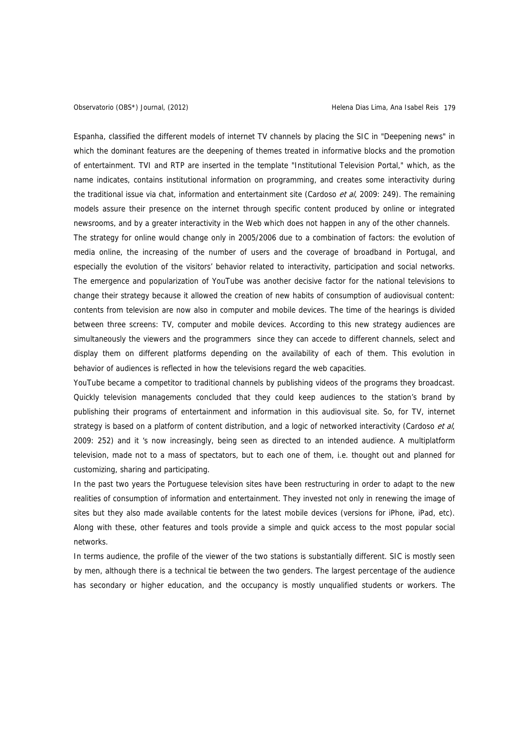Espanha, classified the different models of internet TV channels by placing the SIC in "Deepening news" in which the dominant features are the deepening of themes treated in informative blocks and the promotion of entertainment. TVI and RTP are inserted in the template "Institutional Television Portal," which, as the name indicates, contains institutional information on programming, and creates some interactivity during the traditional issue via chat, information and entertainment site (Cardoso *et al*, 2009: 249). The remaining models assure their presence on the internet through specific content produced by online or integrated newsrooms, and by a greater interactivity in the Web which does not happen in any of the other channels.

The strategy for online would change only in 2005/2006 due to a combination of factors: the evolution of media online, the increasing of the number of users and the coverage of broadband in Portugal, and especially the evolution of the visitors' behavior related to interactivity, participation and social networks. The emergence and popularization of YouTube was another decisive factor for the national televisions to change their strategy because it allowed the creation of new habits of consumption of audiovisual content: contents from television are now also in computer and mobile devices. The time of the hearings is divided between three screens: TV, computer and mobile devices. According to this new strategy audiences are simultaneously the viewers and the programmers since they can accede to different channels, select and display them on different platforms depending on the availability of each of them. This evolution in behavior of audiences is reflected in how the televisions regard the web capacities.

YouTube became a competitor to traditional channels by publishing videos of the programs they broadcast. Quickly television managements concluded that they could keep audiences to the station's brand by publishing their programs of entertainment and information in this audiovisual site. So, for TV, internet strategy is based on a platform of content distribution, and a logic of networked interactivity (Cardoso *et al*, 2009: 252) and it 's now increasingly, being seen as directed to an intended audience. A multiplatform television, made not to a mass of spectators, but to each one of them, i.e. thought out and planned for customizing, sharing and participating.

In the past two years the Portuguese television sites have been restructuring in order to adapt to the new realities of consumption of information and entertainment. They invested not only in renewing the image of sites but they also made available contents for the latest mobile devices (versions for iPhone, iPad, etc). Along with these, other features and tools provide a simple and quick access to the most popular social networks.

In terms audience, the profile of the viewer of the two stations is substantially different. SIC is mostly seen by men, although there is a technical tie between the two genders. The largest percentage of the audience has secondary or higher education, and the occupancy is mostly unqualified students or workers. The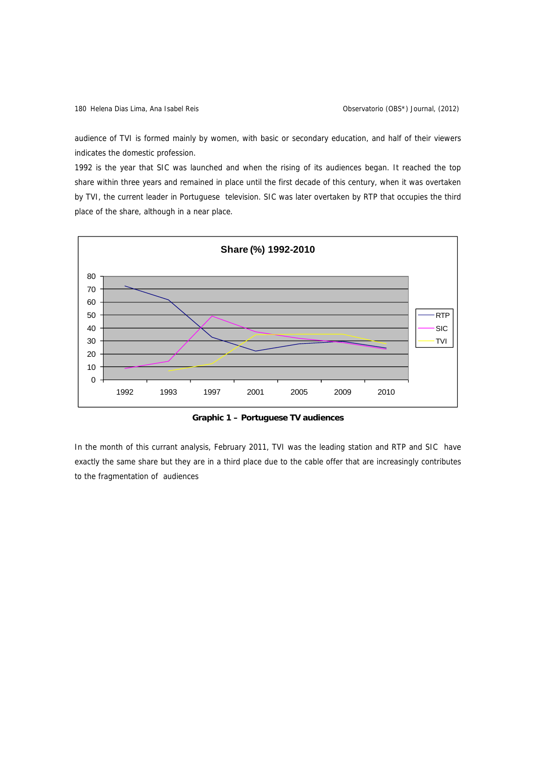audience of TVI is formed mainly by women, with basic or secondary education, and half of their viewers indicates the domestic profession.

1992 is the year that SIC was launched and when the rising of its audiences began. It reached the top share within three years and remained in place until the first decade of this century, when it was overtaken by TVI, the current leader in Portuguese television. SIC was later overtaken by RTP that occupies the third place of the share, although in a near place.

**Graphic 1 – Portuguese TV audiences**

In the month of this currant analysis, February 2011, TVI was the leading station and RTP and SIC have exactly the same share but they are in a third place due to the cable offer that are increasingly contributes to the fragmentation of audiences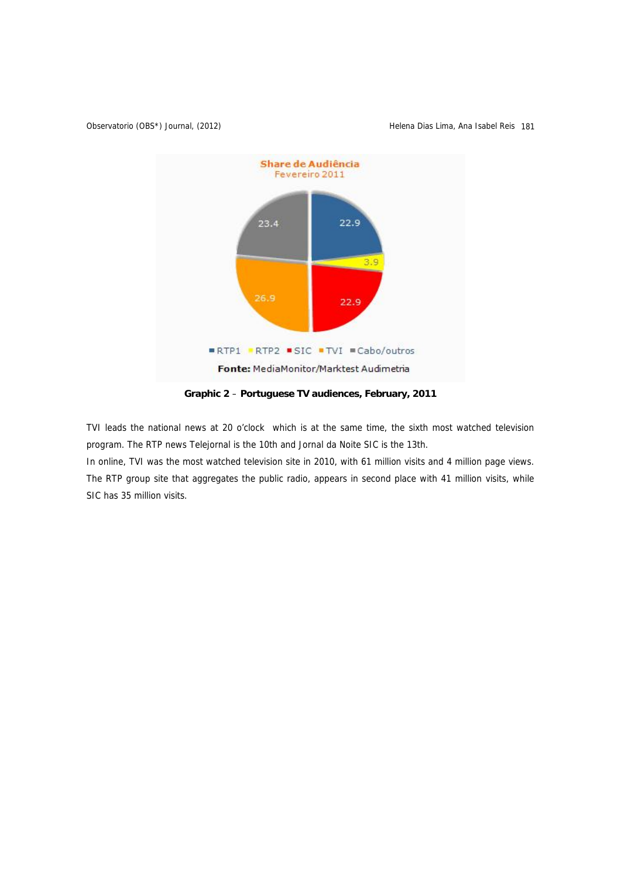**Graphic 2** – **Portuguese TV audiences, February, 2011**

TVI leads the national news at 20 o'clock which is at the same time, the sixth most watched television program. The RTP news Telejornal is the 10th and Jornal da Noite SIC is the 13th.

In online, TVI was the most watched television site in 2010, with 61 million visits and 4 million page views. The RTP group site that aggregates the public radio, appears in second place with 41 million visits, while SIC has 35 million visits.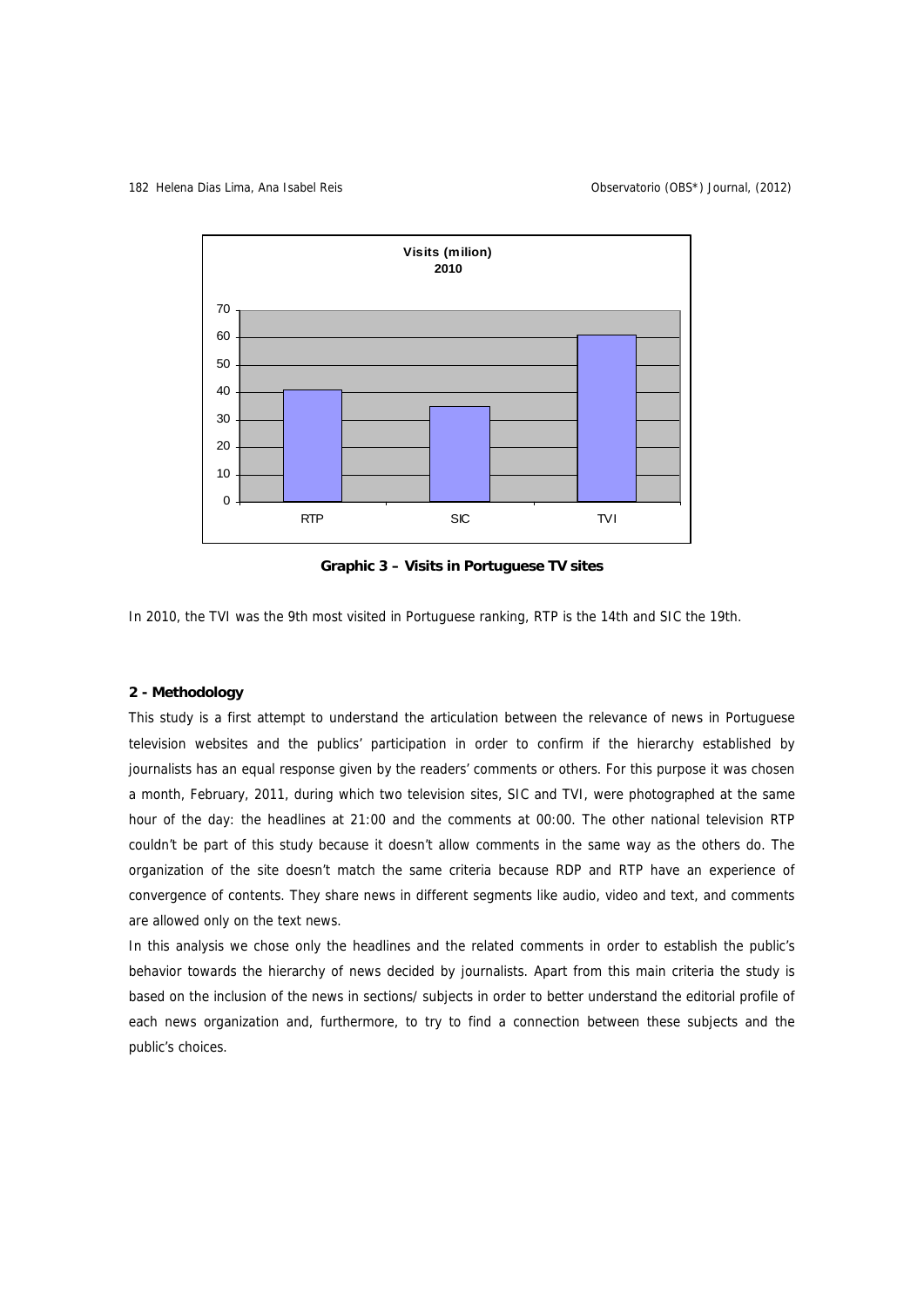**Graphic 3 – Visits in Portuguese TV sites**

In 2010, the TVI was the 9th most visited in Portuguese ranking, RTP is the 14th and SIC the 19th.

### 2 - Methodology

This study is a first attempt to understand the articulation between the relevance of news in Portuguese television websites and the publics' participation in order to confirm if the hierarchy established by journalists has an equal response given by the readers' comments or others. For this purpose it was chosen a month, February, 2011, during which two television sites, SIC and TVI, were photographed at the same hour of the day: the headlines at 21:00 and the comments at 00:00. The other national television RTP couldn't be part of this study because it doesn't allow comments in the same way as the others do. The organization of the site doesn't match the same criteria because RDP and RTP have an experience of convergence of contents. They share news in different segments like audio, video and text, and comments are allowed only on the text news.

In this analysis we chose only the headlines and the related comments in order to establish the public's behavior towards the hierarchy of news decided by journalists. Apart from this main criteria the study is based on the inclusion of the news in sections/ subjects in order to better understand the editorial profile of each news organization and, furthermore, to try to find a connection between these subjects and the public's choices.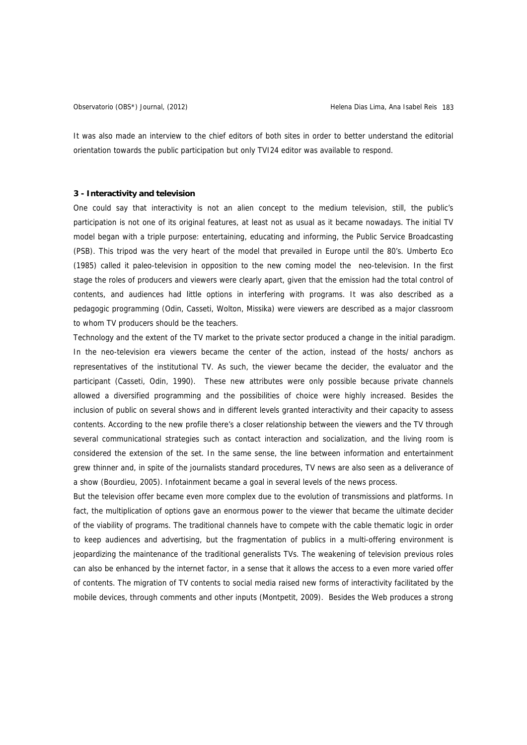It was also made an interview to the chief editors of both sites in order to better understand the editorial orientation towards the public participation but only TVI24 editor was available to respond.

### 3 - Interactivity and television

One could say that interactivity is not an alien concept to the medium television, still, the public's participation is not one of its original features, at least not as usual as it became nowadays. The initial TV model began with a triple purpose: entertaining, educating and informing, the Public Service Broadcasting (PSB). This tripod was the very heart of the model that prevailed in Europe until the 80's. Umberto Eco (1985) called it paleo-television in opposition to the new coming model the neo-television. In the first stage the roles of producers and viewers were clearly apart, given that the emission had the total control of contents, and audiences had little options in interfering with programs. It was also described as a pedagogic programming (Odin, Casseti, Wolton, Missika) were viewers are described as a major classroom to whom TV producers should be the teachers.

Technology and the extent of the TV market to the private sector produced a change in the initial paradigm. In the neo-television era viewers became the center of the action, instead of the hosts/ anchors as representatives of the institutional TV. As such, the viewer became the decider, the evaluator and the participant (Casseti, Odin, 1990). These new attributes were only possible because private channels allowed a diversified programming and the possibilities of choice were highly increased. Besides the inclusion of public on several shows and in different levels granted interactivity and their capacity to assess contents. According to the new profile there's a closer relationship between the viewers and the TV through several communicational strategies such as contact interaction and socialization, and the living room is considered the extension of the set. In the same sense, the line between information and entertainment grew thinner and, in spite of the journalists standard procedures, TV news are also seen as a deliverance of a show (Bourdieu, 2005). Infotainment became a goal in several levels of the news process.

But the television offer became even more complex due to the evolution of transmissions and platforms. In fact, the multiplication of options gave an enormous power to the viewer that became the ultimate decider of the viability of programs. The traditional channels have to compete with the cable thematic logic in order to keep audiences and advertising, but the fragmentation of publics in a multi-offering environment is jeopardizing the maintenance of the traditional generalists TVs. The weakening of television previous roles can also be enhanced by the internet factor, in a sense that it allows the access to a even more varied offer of contents. The migration of TV contents to social media raised new forms of interactivity facilitated by the mobile devices, through comments and other inputs (Montpetit, 2009). Besides the Web produces a strong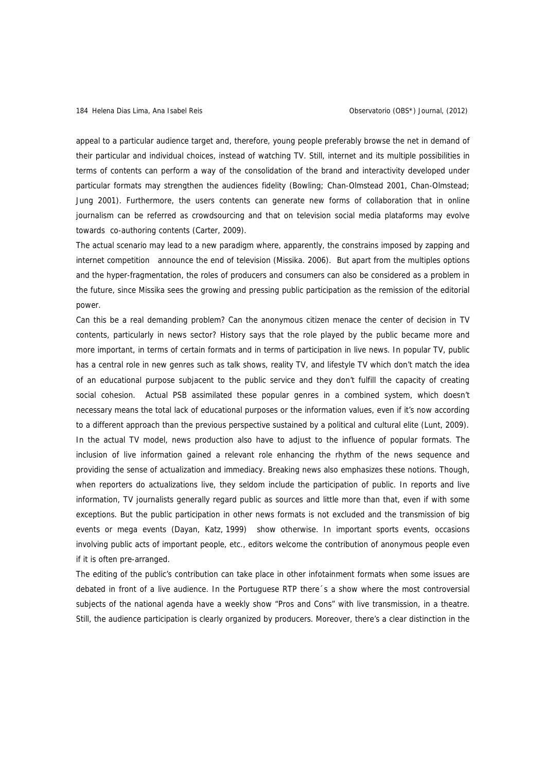appeal to a particular audience target and, therefore, young people preferably browse the net in demand of their particular and individual choices, instead of watching TV. Still, internet and its multiple possibilities in terms of contents can perform a way of the consolidation of the brand and interactivity developed under particular formats may strengthen the audiences fidelity (Bowling; Chan-Olmstead 2001, Chan-Olmstead; Jung 2001). Furthermore, the users contents can generate new forms of collaboration that in online journalism can be referred as crowdsourcing and that on television social media plataforms may evolve towards co-authoring contents (Carter, 2009).

The actual scenario may lead to a new paradigm where, apparently, the constrains imposed by zapping and internet competition announce the end of television (Missika. 2006). But apart from the multiples options and the hyper-fragmentation, the roles of producers and consumers can also be considered as a problem in the future, since Missika sees the growing and pressing public participation as the remission of the editorial power.

Can this be a real demanding problem? Can the anonymous citizen menace the center of decision in TV contents, particularly in news sector? History says that the role played by the public became more and more important, in terms of certain formats and in terms of participation in live news. In popular TV, public has a central role in new genres such as talk shows, reality TV, and lifestyle TV which don't match the idea of an educational purpose subjacent to the public service and they don't fulfill the capacity of creating social cohesion. Actual PSB assimilated these popular genres in a combined system, which doesn't necessary means the total lack of educational purposes or the information values, even if it's now according to a different approach than the previous perspective sustained by a political and cultural elite (Lunt, 2009).

In the actual TV model, news production also have to adjust to the influence of popular formats. The inclusion of live information gained a relevant role enhancing the rhythm of the news sequence and providing the sense of actualization and immediacy. Breaking news also emphasizes these notions. Though, when reporters do actualizations live, they seldom include the participation of public. In reports and live information, TV journalists generally regard public as sources and little more than that, even if with some exceptions. But the public participation in other news formats is not excluded and the transmission of big events or mega events (Dayan, Katz, 1999) show otherwise. In important sports events, occasions involving public acts of important people, etc., editors welcome the contribution of anonymous people even if it is often pre-arranged.

The editing of the public's contribution can take place in other infotainment formats when some issues are debated in front of a live audience. In the Portuguese RTP there´s a show where the most controversial subjects of the national agenda have a weekly show "Pros and Cons" with live transmission, in a theatre. Still, the audience participation is clearly organized by producers. Moreover, there's a clear distinction in the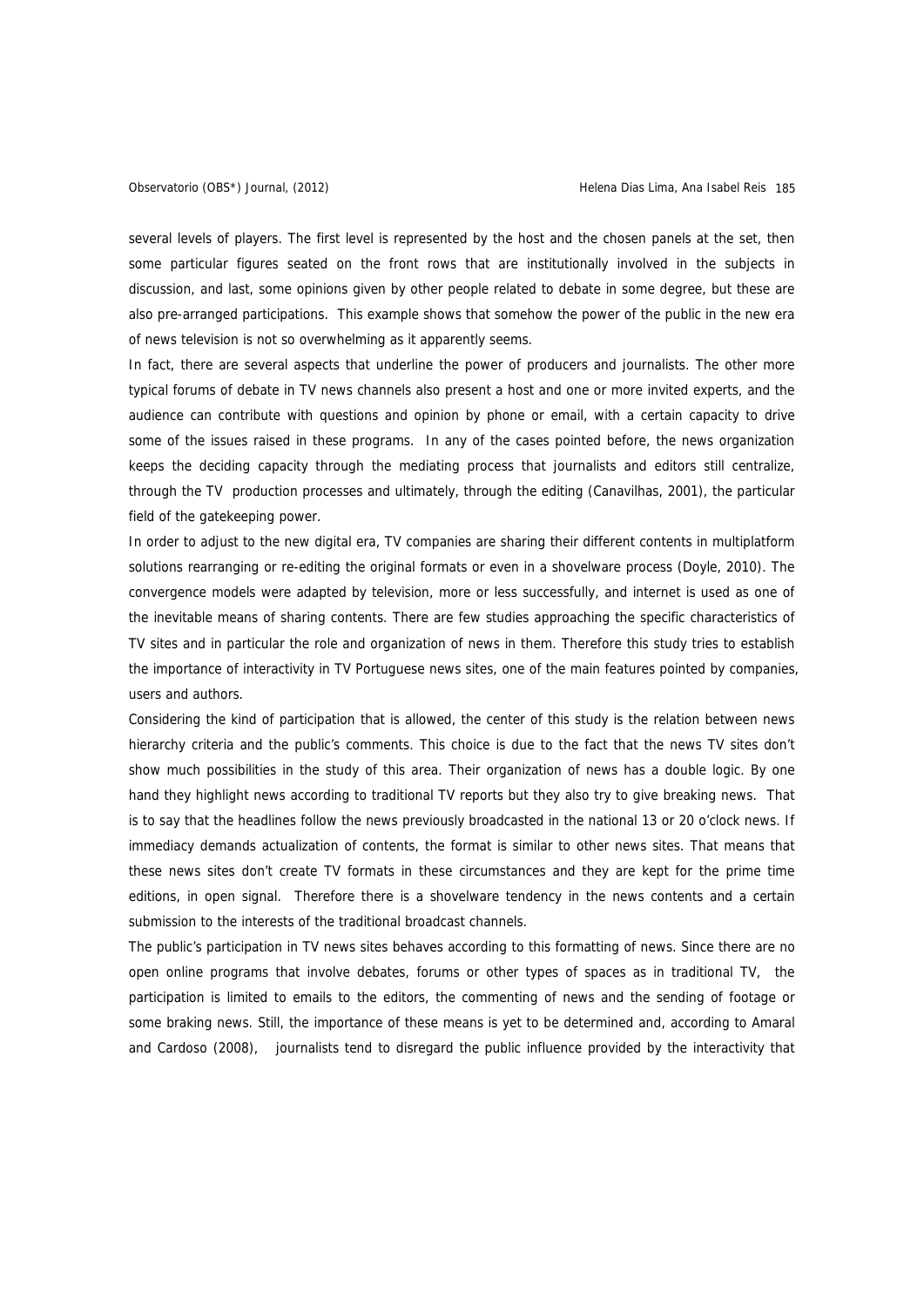several levels of players. The first level is represented by the host and the chosen panels at the set, then some particular figures seated on the front rows that are institutionally involved in the subjects in discussion, and last, some opinions given by other people related to debate in some degree, but these are also pre-arranged participations. This example shows that somehow the power of the public in the new era of news television is not so overwhelming as it apparently seems.

In fact, there are several aspects that underline the power of producers and journalists. The other more typical forums of debate in TV news channels also present a host and one or more invited experts, and the audience can contribute with questions and opinion by phone or email, with a certain capacity to drive some of the issues raised in these programs. In any of the cases pointed before, the news organization keeps the deciding capacity through the mediating process that journalists and editors still centralize, through the TV production processes and ultimately, through the editing (Canavilhas, 2001), the particular field of the gatekeeping power.

In order to adjust to the new digital era, TV companies are sharing their different contents in multiplatform solutions rearranging or re-editing the original formats or even in a shovelware process (Doyle, 2010). The convergence models were adapted by television, more or less successfully, and internet is used as one of the inevitable means of sharing contents. There are few studies approaching the specific characteristics of TV sites and in particular the role and organization of news in them. Therefore this study tries to establish the importance of interactivity in TV Portuguese news sites, one of the main features pointed by companies, users and authors.

Considering the kind of participation that is allowed, the center of this study is the relation between news hierarchy criteria and the public's comments. This choice is due to the fact that the news TV sites don't show much possibilities in the study of this area. Their organization of news has a double logic. By one hand they highlight news according to traditional TV reports but they also try to give breaking news. That is to say that the headlines follow the news previously broadcasted in the national 13 or 20 o'clock news. If immediacy demands actualization of contents, the format is similar to other news sites. That means that these news sites don't create TV formats in these circumstances and they are kept for the prime time editions, in open signal. Therefore there is a shovelware tendency in the news contents and a certain submission to the interests of the traditional broadcast channels.

The public's participation in TV news sites behaves according to this formatting of news. Since there are no open online programs that involve debates, forums or other types of spaces as in traditional TV, the participation is limited to emails to the editors, the commenting of news and the sending of footage or some braking news. Still, the importance of these means is yet to be determined and, according to Amaral and Cardoso (2008), journalists tend to disregard the public influence provided by the interactivity that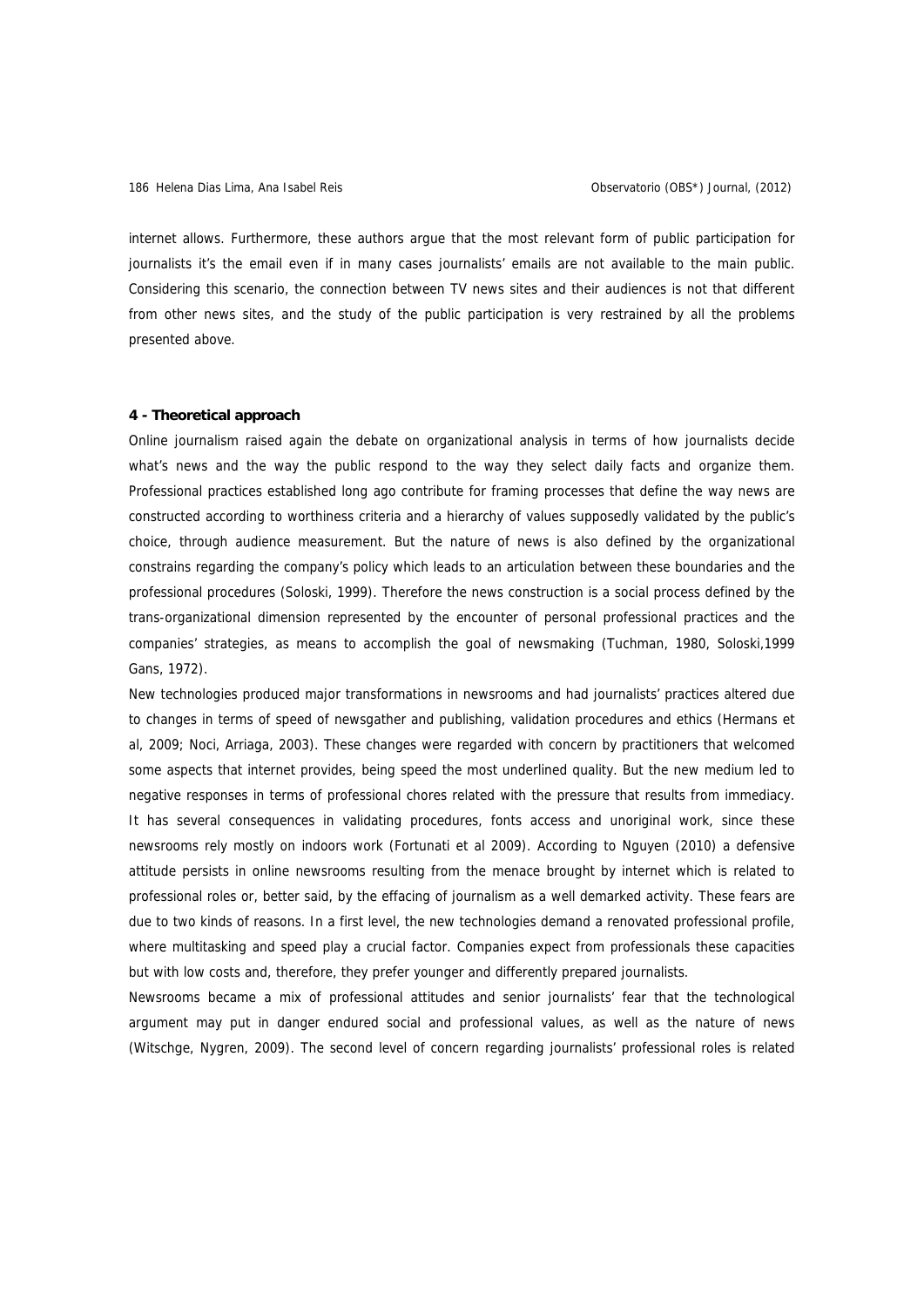internet allows. Furthermore, these authors argue that the most relevant form of public participation for journalists it's the email even if in many cases journalists' emails are not available to the main public. Considering this scenario, the connection between TV news sites and their audiences is not that different from other news sites, and the study of the public participation is very restrained by all the problems presented above.

**4 - Theoretical approach**

Online journalism raised again the debate on organizational analysis in terms of how journalists decide what's news and the way the public respond to the way they select daily facts and organize them. Professional practices established long ago contribute for framing processes that define the way news are constructed according to worthiness criteria and a hierarchy of values supposedly validated by the public's choice, through audience measurement. But the nature of news is also defined by the organizational constrains regarding the company's policy which leads to an articulation between these boundaries and the professional procedures (Soloski, 1999). Therefore the news construction is a social process defined by the trans-organizational dimension represented by the encounter of personal professional practices and the companies' strategies, as means to accomplish the goal of newsmaking (Tuchman, 1980, Soloski,1999 Gans, 1972).

New technologies produced major transformations in newsrooms and had journalists' practices altered due to changes in terms of speed of newsgather and publishing, validation procedures and ethics (Hermans et al, 2009; Noci, Arriaga, 2003). These changes were regarded with concern by practitioners that welcomed some aspects that internet provides, being speed the most underlined quality. But the new medium led to negative responses in terms of professional chores related with the pressure that results from immediacy. It has several consequences in validating procedures, fonts access and unoriginal work, since these newsrooms rely mostly on indoors work (Fortunati et al 2009). According to Nguyen (2010) a defensive attitude persists in online newsrooms resulting from the menace brought by internet which is related to professional roles or, better said, by the effacing of journalism as a well demarked activity. These fears are due to two kinds of reasons. In a first level, the new technologies demand a renovated professional profile, where multitasking and speed play a crucial factor. Companies expect from professionals these capacities but with low costs and, therefore, they prefer younger and differently prepared journalists.

Newsrooms became a mix of professional attitudes and senior journalists' fear that the technological argument may put in danger endured social and professional values, as well as the nature of news (Witschge, Nygren, 2009). The second level of concern regarding journalists' professional roles is related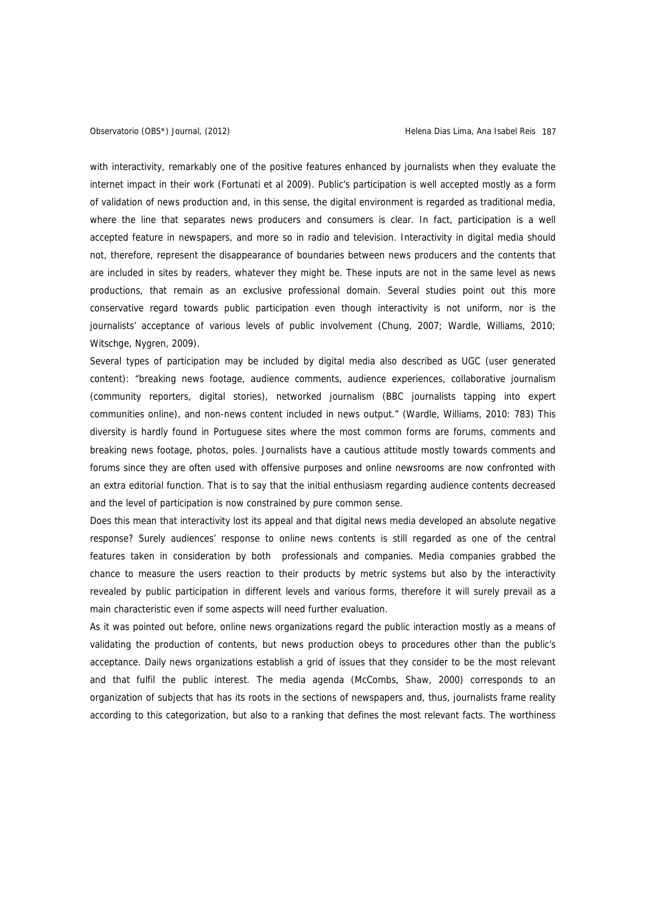with interactivity, remarkably one of the positive features enhanced by journalists when they evaluate the internet impact in their work (Fortunati et al 2009). Public's participation is well accepted mostly as a form of validation of news production and, in this sense, the digital environment is regarded as traditional media, where the line that separates news producers and consumers is clear. In fact, participation is a well accepted feature in newspapers, and more so in radio and television. Interactivity in digital media should not, therefore, represent the disappearance of boundaries between news producers and the contents that are included in sites by readers, whatever they might be. These inputs are not in the same level as news productions, that remain as an exclusive professional domain. Several studies point out this more conservative regard towards public participation even though interactivity is not uniform, nor is the journalists' acceptance of various levels of public involvement (Chung, 2007; Wardle, Williams, 2010; Witschge, Nygren, 2009).

Several types of participation may be included by digital media also described as UGC (user generated content): "breaking news footage, audience comments, audience experiences, collaborative journalism (community reporters, digital stories), networked journalism (BBC journalists tapping into expert communities online), and non-news content included in news output." (Wardle, Williams, 2010: 783) This diversity is hardly found in Portuguese sites where the most common forms are forums, comments and breaking news footage, photos, poles. Journalists have a cautious attitude mostly towards comments and forums since they are often used with offensive purposes and online newsrooms are now confronted with an extra editorial function. That is to say that the initial enthusiasm regarding audience contents decreased and the level of participation is now constrained by pure common sense.

Does this mean that interactivity lost its appeal and that digital news media developed an absolute negative response? Surely audiences' response to online news contents is still regarded as one of the central features taken in consideration by both professionals and companies. Media companies grabbed the chance to measure the users reaction to their products by metric systems but also by the interactivity revealed by public participation in different levels and various forms, therefore it will surely prevail as a main characteristic even if some aspects will need further evaluation.

As it was pointed out before, online news organizations regard the public interaction mostly as a means of validating the production of contents, but news production obeys to procedures other than the public's acceptance. Daily news organizations establish a grid of issues that they consider to be the most relevant and that fulfil the public interest. The media agenda (McCombs, Shaw, 2000) corresponds to an organization of subjects that has its roots in the sections of newspapers and, thus, journalists frame reality according to this categorization, but also to a ranking that defines the most relevant facts. The worthiness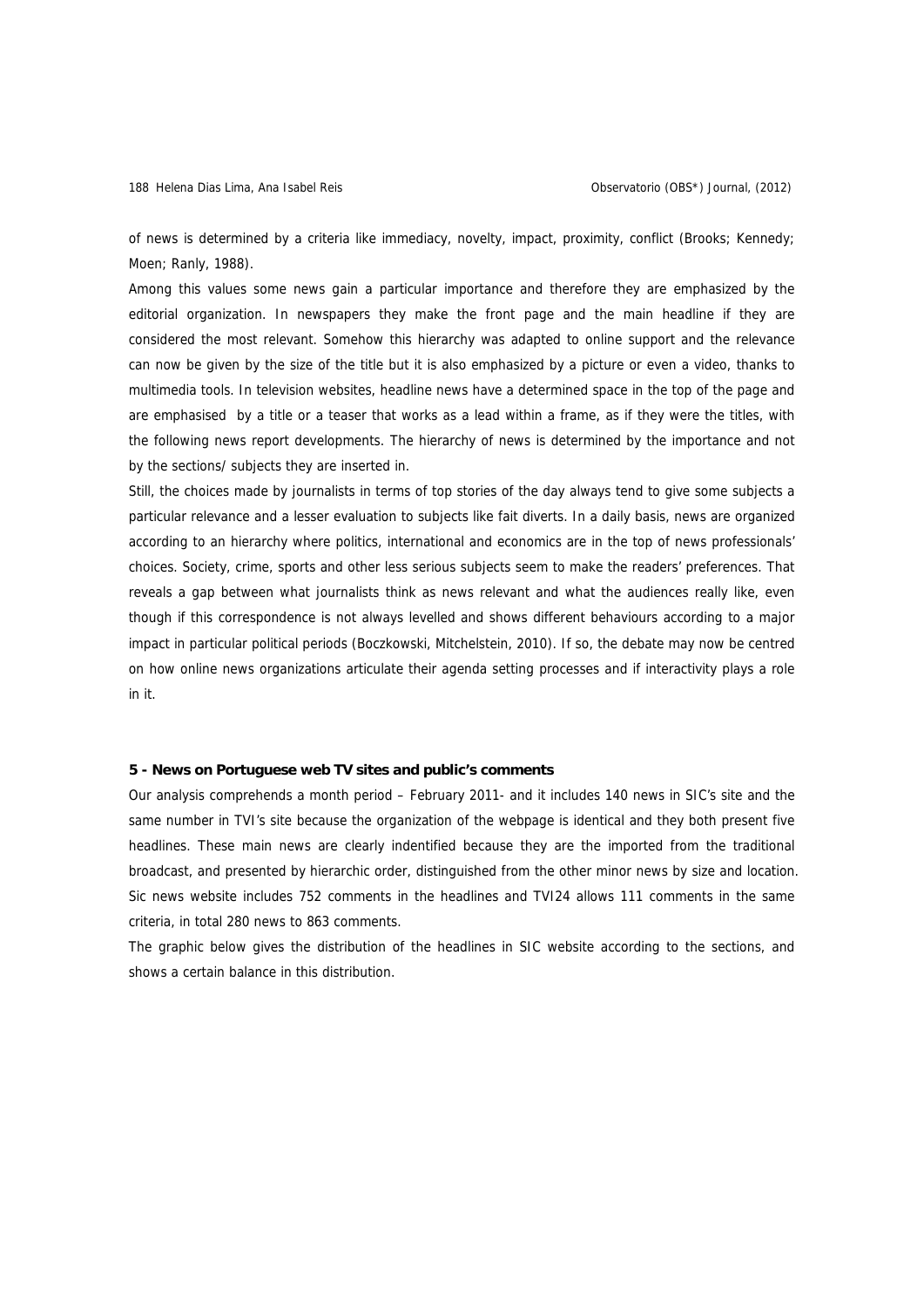of news is determined by a criteria like immediacy, novelty, impact, proximity, conflict (Brooks; Kennedy; Moen; Ranly, 1988).

Among this values some news gain a particular importance and therefore they are emphasized by the editorial organization. In newspapers they make the front page and the main headline if they are considered the most relevant. Somehow this hierarchy was adapted to online support and the relevance can now be given by the size of the title but it is also emphasized by a picture or even a video, thanks to multimedia tools. In television websites, headline news have a determined space in the top of the page and are emphasised by a title or a teaser that works as a lead within a frame, as if they were the titles, with the following news report developments. The hierarchy of news is determined by the importance and not by the sections/ subjects they are inserted in.

Still, the choices made by journalists in terms of top stories of the day always tend to give some subjects a particular relevance and a lesser evaluation to subjects like fait diverts. In a daily basis, news are organized according to an hierarchy where politics, international and economics are in the top of news professionals' choices. Society, crime, sports and other less serious subjects seem to make the readers' preferences. That reveals a gap between what journalists think as news relevant and what the audiences really like, even though if this correspondence is not always levelled and shows different behaviours according to a major impact in particular political periods (Boczkowski, Mitchelstein, 2010). If so, the debate may now be centred on how online news organizations articulate their agenda setting processes and if interactivity plays a role in it.

## 5 - News on Portuguese web TV sites and public's comments

Our analysis comprehends a month period – February 2011- and it includes 140 news in SIC's site and the same number in TVI's site because the organization of the webpage is identical and they both present five headlines. These main news are clearly indentified because they are the imported from the traditional broadcast, and presented by hierarchic order, distinguished from the other minor news by size and location. Sic news website includes 752 comments in the headlines and TVI24 allows 111 comments in the same criteria, in total 280 news to 863 comments.

The graphic below gives the distribution of the headlines in SIC website according to the sections, and shows a certain balance in this distribution.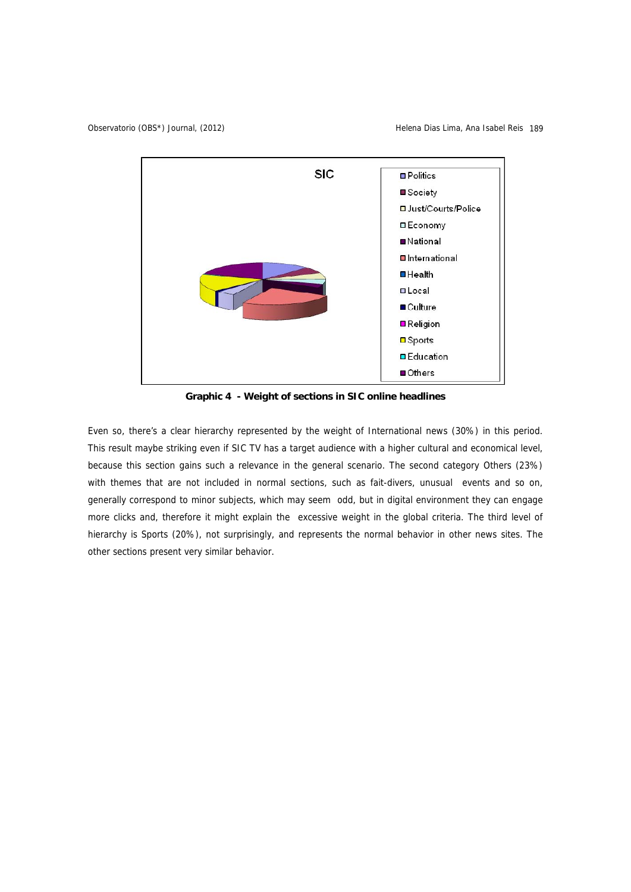**Graphic 4 - Weight of sections in SIC online headlines**

Even so, there's a clear hierarchy represented by the weight of International news (30%) in this period. This result maybe striking even if SIC TV has a target audience with a higher cultural and economical level, because this section gains such a relevance in the general scenario. The second category Others (23%) with themes that are not included in normal sections, such as fait-divers, unusual events and so on, generally correspond to minor subjects, which may seem odd, but in digital environment they can engage more clicks and, therefore it might explain the excessive weight in the global criteria. The third level of hierarchy is Sports (20%), not surprisingly, and represents the normal behavior in other news sites. The other sections present very similar behavior.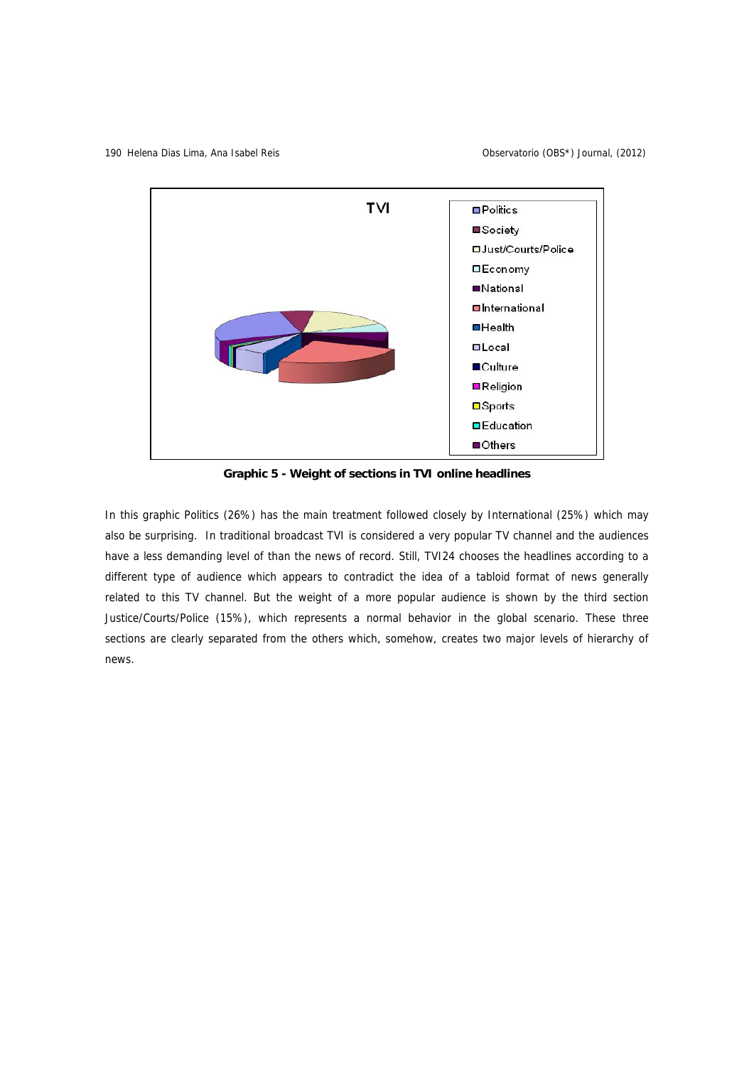**Graphic 5 - Weight of sections in TVI online headlines**

In this graphic Politics (26%) has the main treatment followed closely by International (25%) which may also be surprising. In traditional broadcast TVI is considered a very popular TV channel and the audiences have a less demanding level of than the news of record. Still, TVI24 chooses the headlines according to a different type of audience which appears to contradict the idea of a tabloid format of news generally related to this TV channel. But the weight of a more popular audience is shown by the third section Justice/Courts/Police (15%), which represents a normal behavior in the global scenario. These three sections are clearly separated from the others which, somehow, creates two major levels of hierarchy of news.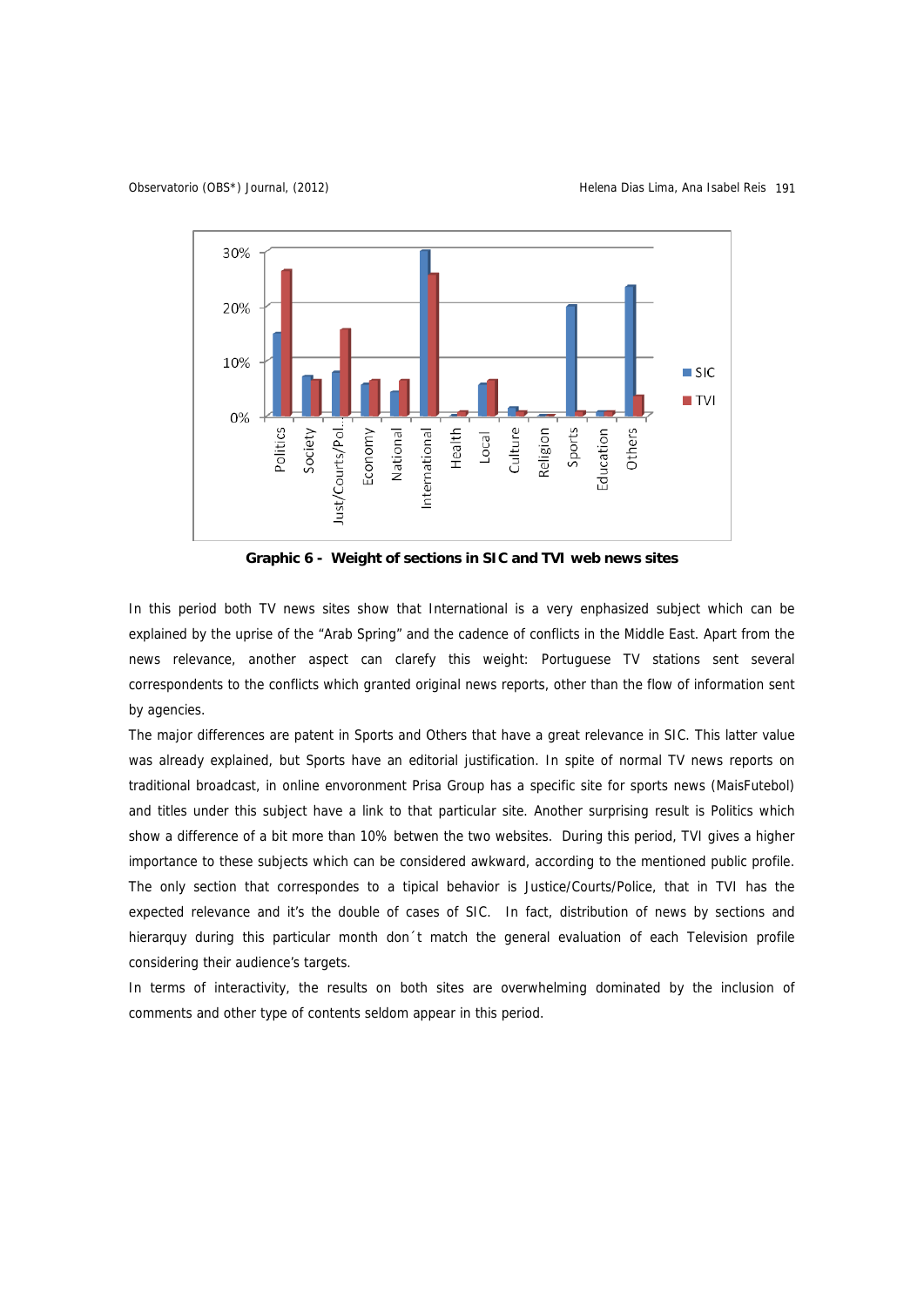**Graphic 6 - Weight of sections in SIC and TVI web news sites**

In this period both TV news sites show that International is a very enphasized subject which can be explained by the uprise of the "Arab Spring" and the cadence of conflicts in the Middle East. Apart from the news relevance, another aspect can clarefy this weight: Portuguese TV stations sent several correspondents to the conflicts which granted original news reports, other than the flow of information sent by agencies.

The major differences are patent in Sports and Others that have a great relevance in SIC. This latter value was already explained, but Sports have an editorial justification. In spite of normal TV news reports on traditional broadcast, in online envoronment Prisa Group has a specific site for sports news (MaisFutebol) and titles under this subject have a link to that particular site. Another surprising result is Politics which show a difference of a bit more than 10% betwen the two websites. During this period, TVI gives a higher importance to these subjects which can be considered awkward, according to the mentioned public profile. The only section that correspondes to a tipical behavior is Justice/Courts/Police, that in TVI has the expected relevance and it's the double of cases of SIC. In fact, distribution of news by sections and hierarquy during this particular month don´t match the general evaluation of each Television profile considering their audience's targets.

In terms of interactivity, the results on both sites are overwhelming dominated by the inclusion of comments and other type of contents seldom appear in this period.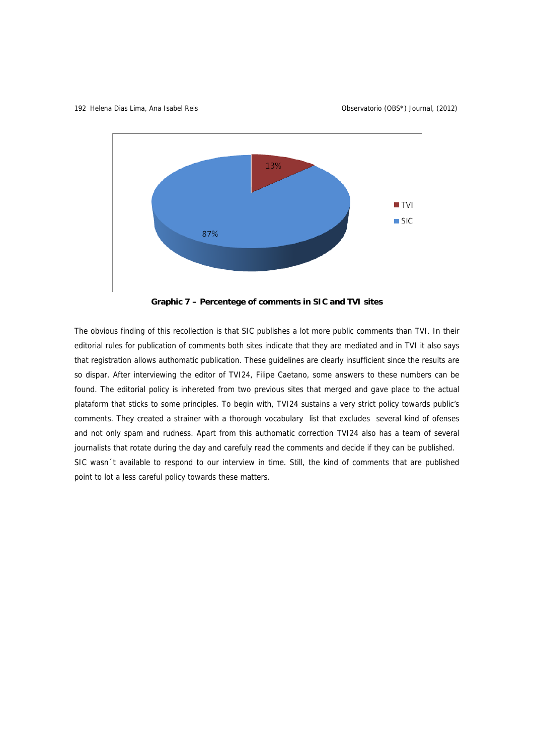**Graphic 7 – Percentege of comments in SIC and TVI sites**

The obvious finding of this recollection is that SIC publishes a lot more public comments than TVI. In their editorial rules for publication of comments both sites indicate that they are mediated and in TVI it also says that registration allows authomatic publication. These guidelines are clearly insufficient since the results are so dispar. After interviewing the editor of TVI24, Filipe Caetano, some answers to these numbers can be found. The editorial policy is inhereted from two previous sites that merged and gave place to the actual plataform that sticks to some principles. To begin with, TVI24 sustains a very strict policy towards public's comments. They created a strainer with a thorough vocabulary list that excludes several kind of ofenses and not only spam and rudness. Apart from this authomatic correction TVI24 also has a team of several journalists that rotate during the day and carefuly read the comments and decide if they can be published.

SIC wasn´t available to respond to our interview in time. Still, the kind of comments that are published point to lot a less careful policy towards these matters.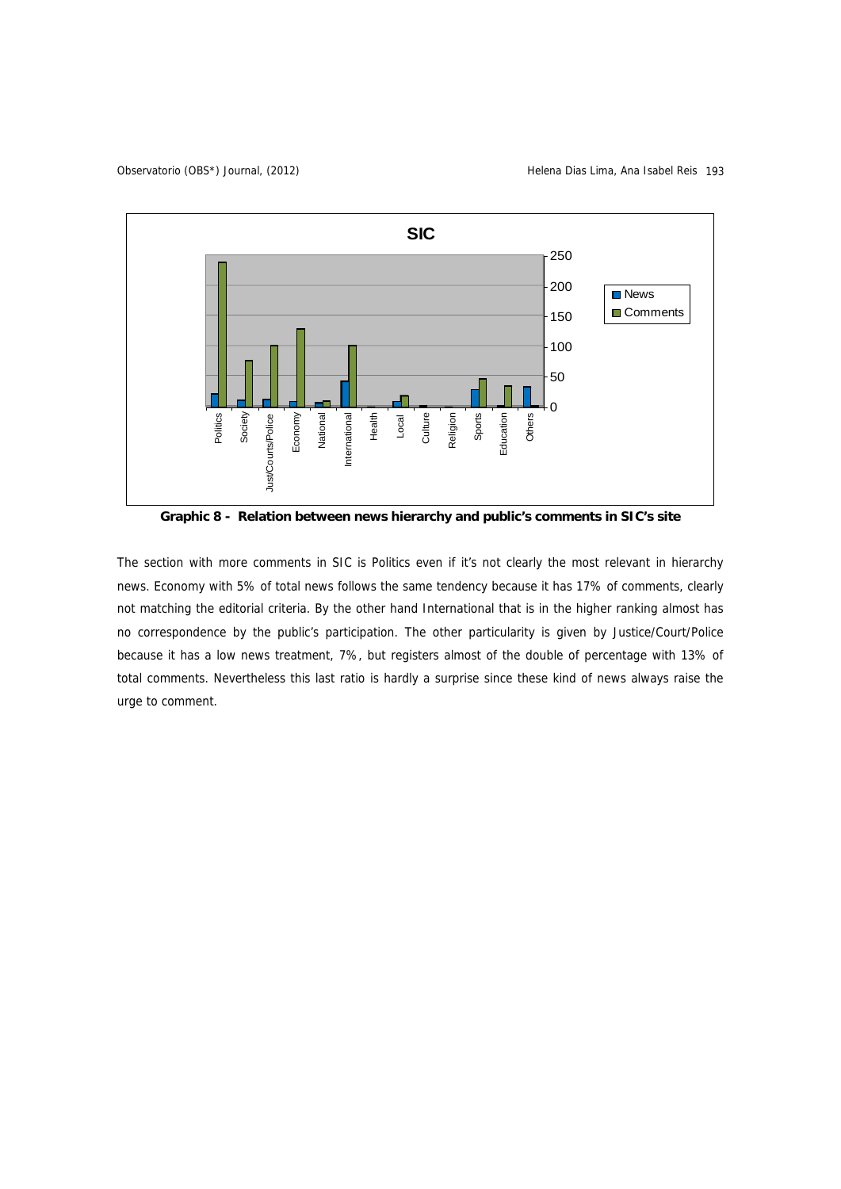**Graphic 8 - Relation between news hierarchy and public's comments in SIC's site**

The section with more comments in SIC is Politics even if it's not clearly the most relevant in hierarchy news. Economy with 5% of total news follows the same tendency because it has 17% of comments, clearly not matching the editorial criteria. By the other hand International that is in the higher ranking almost has no correspondence by the public's participation. The other particularity is given by Justice/Court/Police because it has a low news treatment, 7%, but registers almost of the double of percentage with 13% of total comments. Nevertheless this last ratio is hardly a surprise since these kind of news always raise the urge to comment.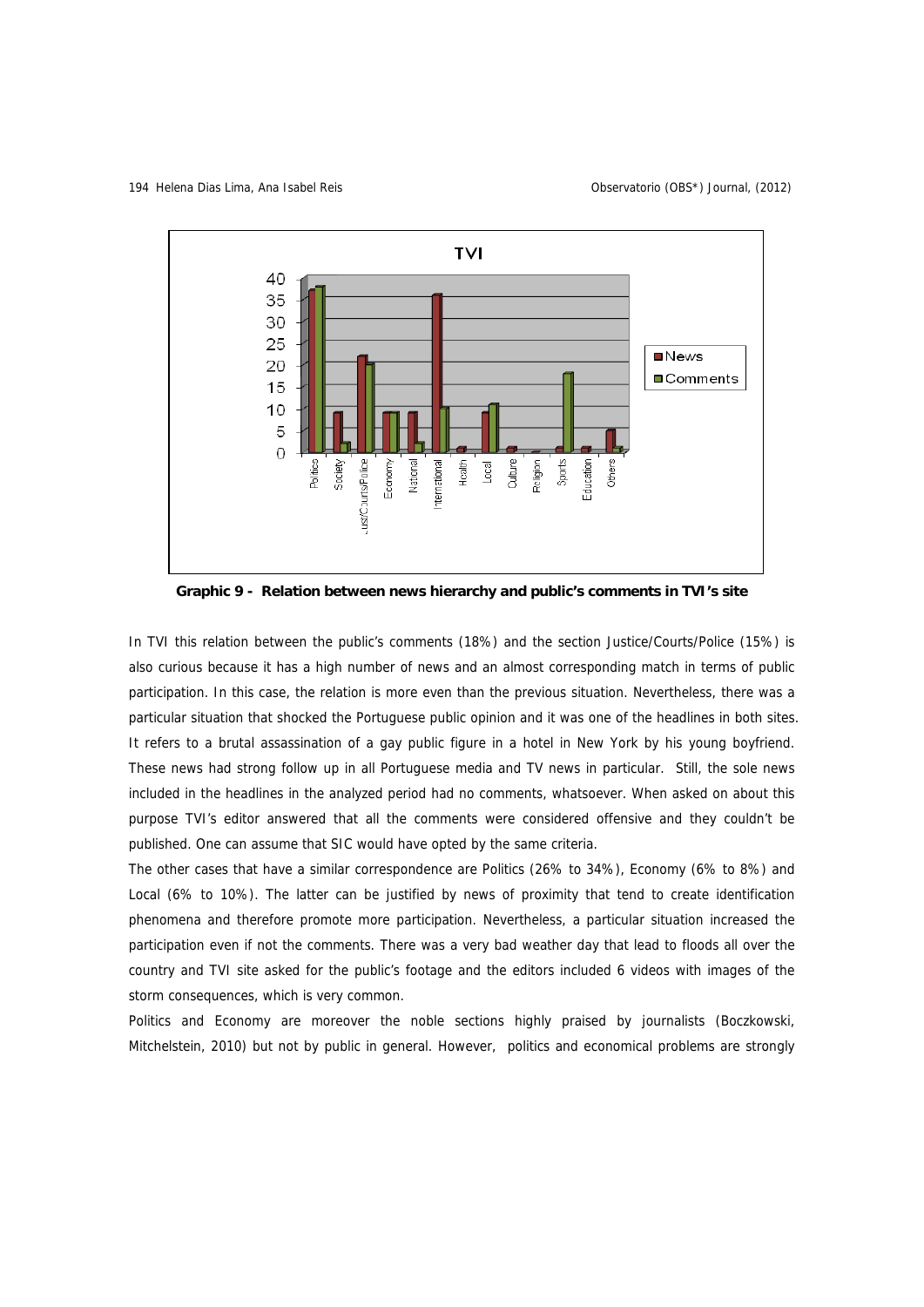**Graphic 9 - Relation between news hierarchy and public's comments in TVI's site**

In TVI this relation between the public's comments (18%) and the section Justice/Courts/Police (15%) is also curious because it has a high number of news and an almost corresponding match in terms of public participation. In this case, the relation is more even than the previous situation. Nevertheless, there was a particular situation that shocked the Portuguese public opinion and it was one of the headlines in both sites. It refers to a brutal assassination of a gay public figure in a hotel in New York by his young boyfriend. These news had strong follow up in all Portuguese media and TV news in particular. Still, the sole news included in the headlines in the analyzed period had no comments, whatsoever. When asked on about this purpose TVI's editor answered that all the comments were considered offensive and they couldn't be published. One can assume that SIC would have opted by the same criteria.

The other cases that have a similar correspondence are Politics (26% to 34%), Economy (6% to 8%) and Local (6% to 10%). The latter can be justified by news of proximity that tend to create identification phenomena and therefore promote more participation. Nevertheless, a particular situation increased the participation even if not the comments. There was a very bad weather day that lead to floods all over the country and TVI site asked for the public's footage and the editors included 6 videos with images of the storm consequences, which is very common.

Politics and Economy are moreover the noble sections highly praised by journalists (Boczkowski, Mitchelstein, 2010) but not by public in general. However, politics and economical problems are strongly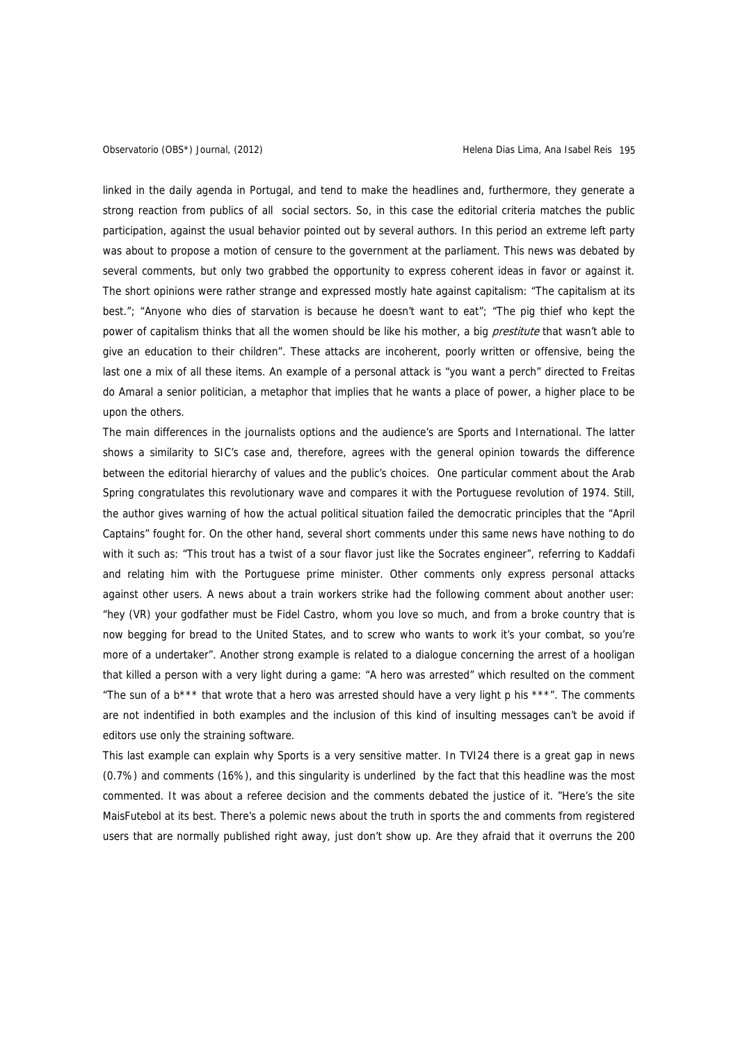linked in the daily agenda in Portugal, and tend to make the headlines and, furthermore, they generate a strong reaction from publics of all social sectors. So, in this case the editorial criteria matches the public participation, against the usual behavior pointed out by several authors. In this period an extreme left party was about to propose a motion of censure to the government at the parliament. This news was debated by several comments, but only two grabbed the opportunity to express coherent ideas in favor or against it. The short opinions were rather strange and expressed mostly hate against capitalism: "The capitalism at its best."; "Anyone who dies of starvation is because he doesn't want to eat"; "The pig thief who kept the power of capitalism thinks that all the women should be like his mother, a big *prestitute* that wasn't able to give an education to their children". These attacks are incoherent, poorly written or offensive, being the last one a mix of all these items. An example of a personal attack is "you want a perch" directed to Freitas do Amaral a senior politician, a metaphor that implies that he wants a place of power, a higher place to be upon the others.

The main differences in the journalists options and the audience's are Sports and International. The latter shows a similarity to SIC's case and, therefore, agrees with the general opinion towards the difference between the editorial hierarchy of values and the public's choices. One particular comment about the Arab Spring congratulates this revolutionary wave and compares it with the Portuguese revolution of 1974. Still, the author gives warning of how the actual political situation failed the democratic principles that the "April Captains" fought for. On the other hand, several short comments under this same news have nothing to do with it such as: "This trout has a twist of a sour flavor just like the Socrates engineer", referring to Kaddafi and relating him with the Portuguese prime minister. Other comments only express personal attacks against other users. A news about a train workers strike had the following comment about another user: "hey (VR) your godfather must be Fidel Castro, whom you love so much, and from a broke country that is now begging for bread to the United States, and to screw who wants to work it's your combat, so you're more of a undertaker". Another strong example is related to a dialogue concerning the arrest of a hooligan that killed a person with a very light during a game: "A hero was arrested" which resulted on the comment "The sun of a b*** that wrote that a hero was arrested should have a very light p his ***". The comments are not indentified in both examples and the inclusion of this kind of insulting messages can't be avoid if editors use only the straining software.

This last example can explain why Sports is a very sensitive matter. In TVI24 there is a great gap in news (0.7%) and comments (16%), and this singularity is underlined by the fact that this headline was the most commented. It was about a referee decision and the comments debated the justice of it. "Here's the site MaisFutebol at its best. There's a polemic news about the truth in sports the and comments from registered users that are normally published right away, just don't show up. Are they afraid that it overruns the 200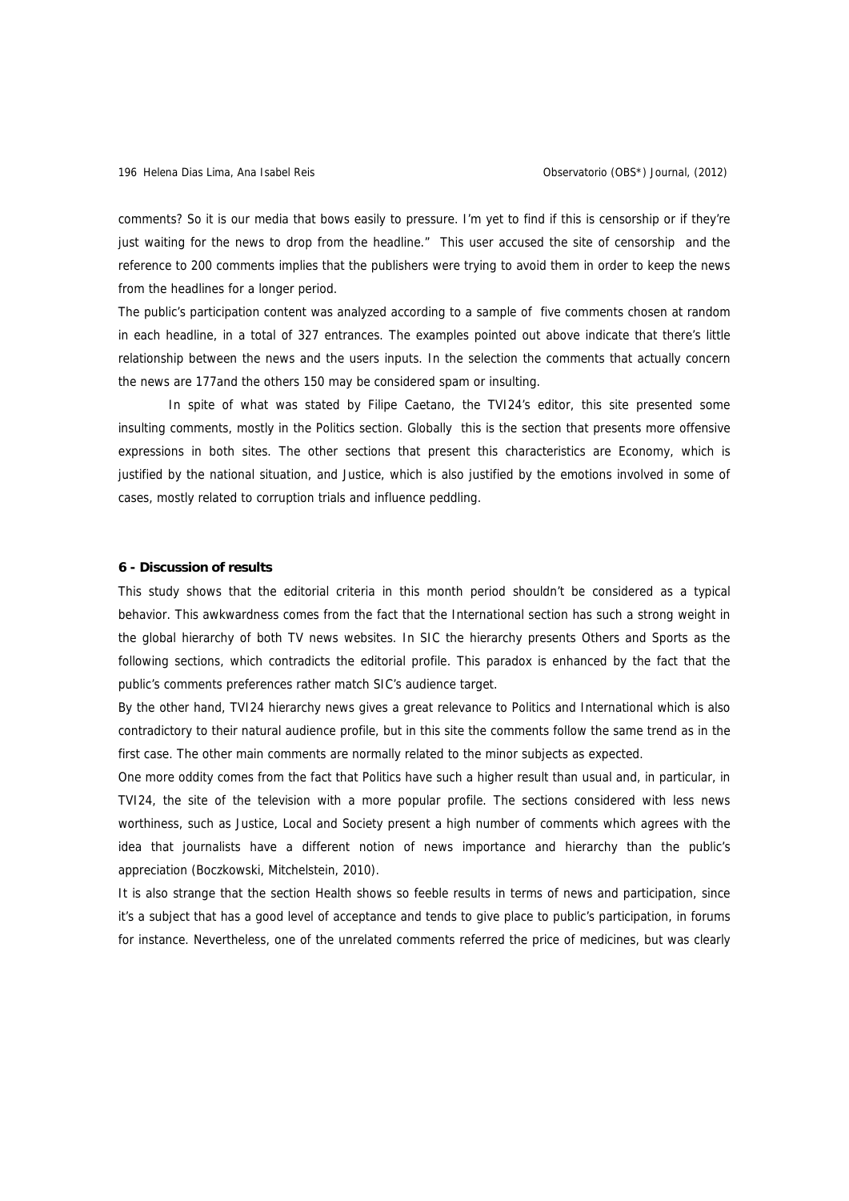comments? So it is our media that bows easily to pressure. I'm yet to find if this is censorship or if they're just waiting for the news to drop from the headline." This user accused the site of censorship and the reference to 200 comments implies that the publishers were trying to avoid them in order to keep the news from the headlines for a longer period.

The public's participation content was analyzed according to a sample of five comments chosen at random in each headline, in a total of 327 entrances. The examples pointed out above indicate that there's little relationship between the news and the users inputs. In the selection the comments that actually concern the news are 177and the others 150 may be considered spam or insulting.

In spite of what was stated by Filipe Caetano, the TVI24's editor, this site presented some insulting comments, mostly in the Politics section. Globally this is the section that presents more offensive expressions in both sites. The other sections that present this characteristics are Economy, which is justified by the national situation, and Justice, which is also justified by the emotions involved in some of cases, mostly related to corruption trials and influence peddling.

**6 - Discussion of results**

This study shows that the editorial criteria in this month period shouldn't be considered as a typical behavior. This awkwardness comes from the fact that the International section has such a strong weight in the global hierarchy of both TV news websites. In SIC the hierarchy presents Others and Sports as the following sections, which contradicts the editorial profile. This paradox is enhanced by the fact that the public's comments preferences rather match SIC's audience target.

By the other hand, TVI24 hierarchy news gives a great relevance to Politics and International which is also contradictory to their natural audience profile, but in this site the comments follow the same trend as in the first case. The other main comments are normally related to the minor subjects as expected.

One more oddity comes from the fact that Politics have such a higher result than usual and, in particular, in TVI24, the site of the television with a more popular profile. The sections considered with less news worthiness, such as Justice, Local and Society present a high number of comments which agrees with the idea that journalists have a different notion of news importance and hierarchy than the public's appreciation (Boczkowski, Mitchelstein, 2010).

It is also strange that the section Health shows so feeble results in terms of news and participation, since it's a subject that has a good level of acceptance and tends to give place to public's participation, in forums for instance. Nevertheless, one of the unrelated comments referred the price of medicines, but was clearly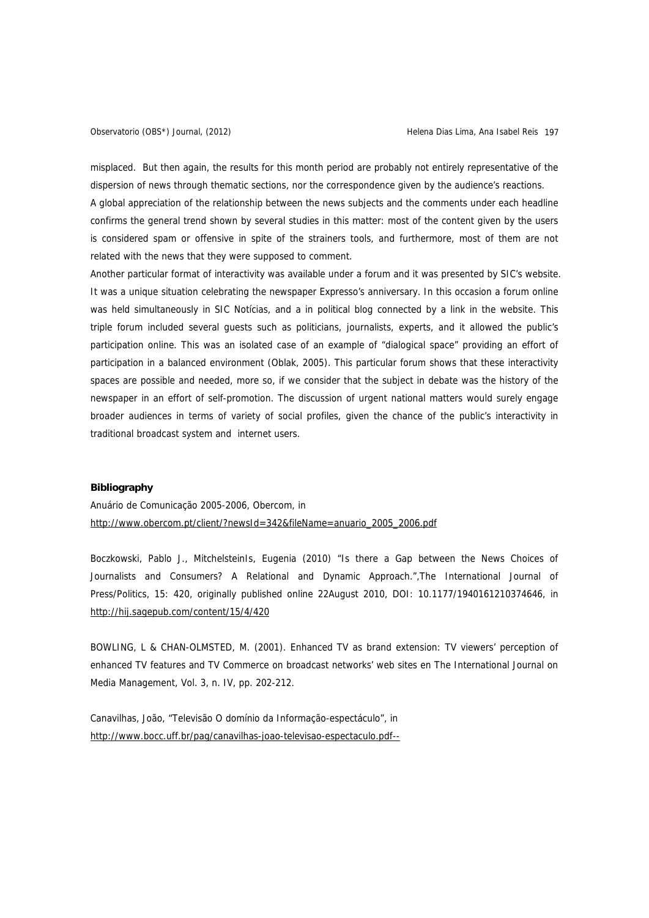misplaced. But then again, the results for this month period are probably not entirely representative of the dispersion of news through thematic sections, nor the correspondence given by the audience's reactions.

A global appreciation of the relationship between the news subjects and the comments under each headline confirms the general trend shown by several studies in this matter: most of the content given by the users is considered spam or offensive in spite of the strainers tools, and furthermore, most of them are not related with the news that they were supposed to comment.

Another particular format of interactivity was available under a forum and it was presented by SIC's website. It was a unique situation celebrating the newspaper Expresso's anniversary. In this occasion a forum online was held simultaneously in SIC Notícias, and a in political blog connected by a link in the website. This triple forum included several guests such as politicians, journalists, experts, and it allowed the public's participation online. This was an isolated case of an example of "dialogical space" providing an effort of participation in a balanced environment (Oblak, 2005). This particular forum shows that these interactivity spaces are possible and needed, more so, if we consider that the subject in debate was the history of the newspaper in an effort of self-promotion. The discussion of urgent national matters would surely engage broader audiences in terms of variety of social profiles, given the chance of the public's interactivity in traditional broadcast system and internet users.

**Bibliography**

Anuário de Comunicação 2005-2006, Obercom, in
http://www.obercom.pt/client/?newsId=342&fileName=anuario_2005_2006.pdf

Boczkowski, Pablo J., MitchelsteinIs, Eugenia (2010) "Is there a Gap between the News Choices of Journalists and Consumers? A Relational and Dynamic Approach.",The International Journal of Press/Politics, 15: 420, originally published online 22August 2010, DOI: 10.1177/1940161210374646, in http://hij.sagepub.com/content/15/4/420

BOWLING, L & CHAN-OLMSTED, M. (2001). Enhanced TV as brand extension: TV viewers' perception of enhanced TV features and TV Commerce on broadcast networks' web sites en The International Journal on Media Management, Vol. 3, n. IV, pp. 202-212.

Canavilhas, João, "Televisão O domínio da Informação-espectáculo", in
http://www.bocc.uff.br/pag/canavilhas-joao-televisao-espectaculo.pdf--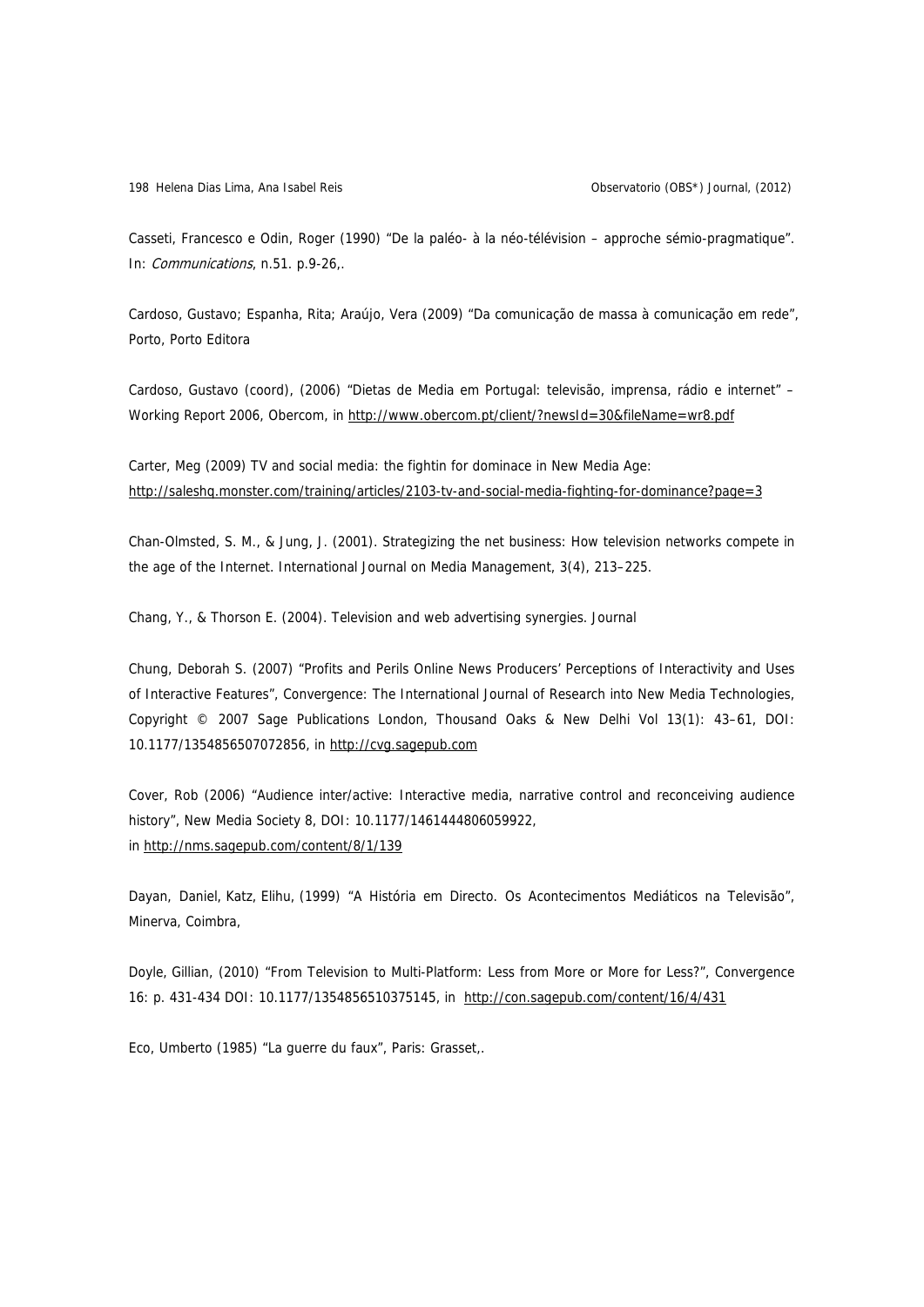Casseti, Francesco e Odin, Roger (1990) “De la paléo- à la néo-télévision – approche sémio-pragmatique”. In: *Communications*, n.51. p.9-26,.

Cardoso, Gustavo; Espanha, Rita; Araújo, Vera (2009) “Da comunicação de massa à comunicação em rede”, Porto, Porto Editora

Cardoso, Gustavo (coord), (2006) “Dietas de Media em Portugal: televisão, imprensa, rádio e internet” – Working Report 2006, Obercom, in http://www.obercom.pt/client/?newsId=30&fileName=wr8.pdf

Carter, Meg (2009) TV and social media: the fightin for dominace in New Media Age: http://saleshq.monster.com/training/articles/2103-tv-and-social-media-fighting-for-dominance?page=3

Chan-Olmsted, S. M., & Jung, J. (2001). Strategizing the net business: How television networks compete in the age of the Internet. International Journal on Media Management, 3(4), 213–225.

Chang, Y., & Thorson E. (2004). Television and web advertising synergies. Journal

Chung, Deborah S. (2007) “Profits and Perils Online News Producers’ Perceptions of Interactivity and Uses of Interactive Features”, Convergence: The International Journal of Research into New Media Technologies, Copyright © 2007 Sage Publications London, Thousand Oaks & New Delhi Vol 13(1): 43–61, DOI: 10.1177/1354856507072856, in http://cvg.sagepub.com

Cover, Rob (2006) “Audience inter/active: Interactive media, narrative control and reconceiving audience history”, New Media Society 8, DOI: 10.1177/1461444806059922, in http://nms.sagepub.com/content/8/1/139

Dayan, Daniel, Katz, Elihu, (1999) “A História em Directo. Os Acontecimentos Mediáticos na Televisão”, Minerva, Coimbra,

Doyle, Gillian, (2010) “From Television to Multi-Platform: Less from More or More for Less?”, Convergence 16: p. 431-434 DOI: 10.1177/1354856510375145, in http://con.sagepub.com/content/16/4/431

Eco, Umberto (1985) “La guerre du faux”, Paris: Grasset,.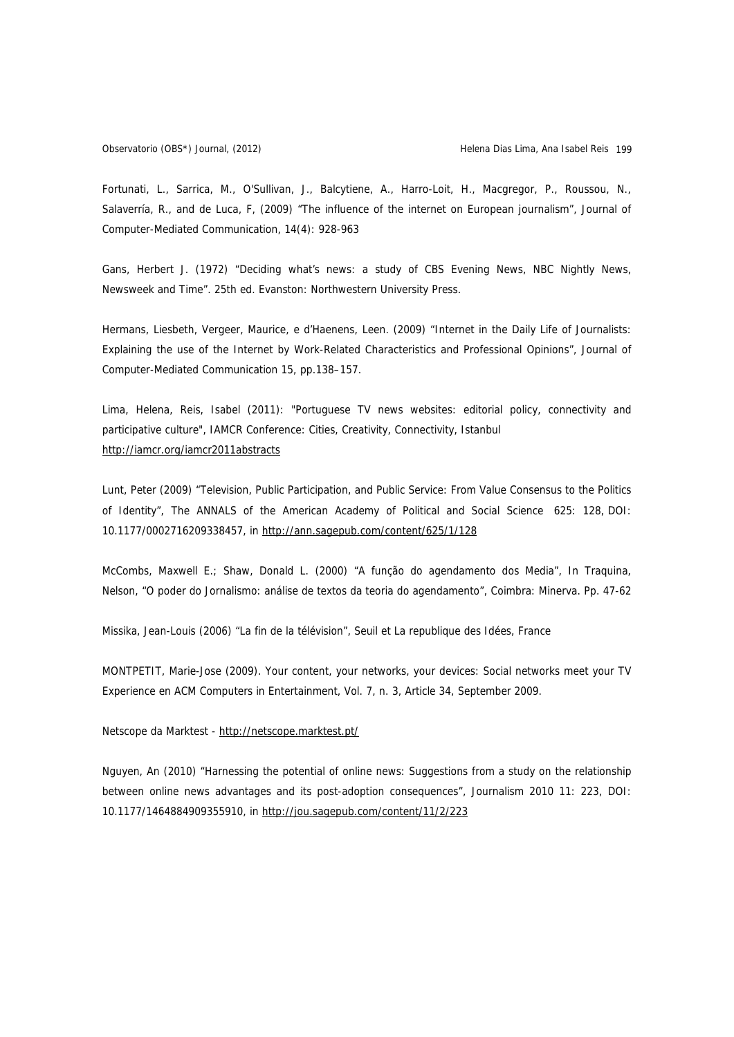Fortunati, L., Sarrica, M., O'Sullivan, J., Balcytiene, A., Harro-Loit, H., Macgregor, P., Roussou, N., Salaverría, R., and de Luca, F, (2009) "The influence of the internet on European journalism", Journal of Computer-Mediated Communication, 14(4): 928-963

Gans, Herbert J. (1972) "Deciding what's news: a study of CBS Evening News, NBC Nightly News, Newsweek and Time". 25th ed. Evanston: Northwestern University Press.

Hermans, Liesbeth, Vergeer, Maurice, e d'Haenens, Leen. (2009) "Internet in the Daily Life of Journalists: Explaining the use of the Internet by Work-Related Characteristics and Professional Opinions", Journal of Computer-Mediated Communication 15, pp.138–157.

Lima, Helena, Reis, Isabel (2011): "Portuguese TV news websites: editorial policy, connectivity and participative culture", IAMCR Conference: Cities, Creativity, Connectivity, Istanbul http://iamcr.org/iamcr2011abstracts

Lunt, Peter (2009) "Television, Public Participation, and Public Service: From Value Consensus to the Politics of Identity", The ANNALS of the American Academy of Political and Social Science 625: 128, DOI: 10.1177/0002716209338457, in http://ann.sagepub.com/content/625/1/128

McCombs, Maxwell E.; Shaw, Donald L. (2000) "A função do agendamento dos Media", In Traquina, Nelson, "O poder do Jornalismo: análise de textos da teoria do agendamento", Coimbra: Minerva. Pp. 47-62

Missika, Jean-Louis (2006) "La fin de la télévision", Seuil et La republique des Idées, France

MONTPETIT, Marie-Jose (2009). Your content, your networks, your devices: Social networks meet your TV Experience en ACM Computers in Entertainment, Vol. 7, n. 3, Article 34, September 2009.

Netscope da Marktest - http://netscope.marktest.pt/

Nguyen, An (2010) "Harnessing the potential of online news: Suggestions from a study on the relationship between online news advantages and its post-adoption consequences", Journalism 2010 11: 223, DOI: 10.1177/1464884909355910, in http://jou.sagepub.com/content/11/2/223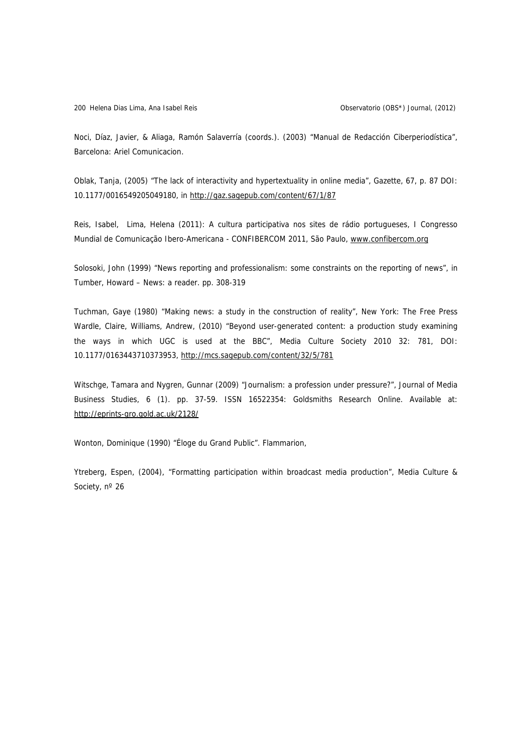Noci, Díaz, Javier, & Aliaga, Ramón Salaverría (coords.). (2003) "Manual de Redacción Ciberperiodística", Barcelona: Ariel Comunicacion.

Oblak, Tanja, (2005) "The lack of interactivity and hypertextuality in online media", Gazette, 67, p. 87 DOI: 10.1177/0016549205049180, in http://gaz.sagepub.com/content/67/1/87

Reis, Isabel, Lima, Helena (2011): A cultura participativa nos sites de rádio portugueses, I Congresso Mundial de Comunicação Ibero-Americana - CONFIBERCOM 2011, São Paulo, www.confibercom.org

Solosoki, John (1999) "News reporting and professionalism: some constraints on the reporting of news", in Tumber, Howard – News: a reader. pp. 308-319

Tuchman, Gaye (1980) "Making news: a study in the construction of reality", New York: The Free Press

Wardle, Claire, Williams, Andrew, (2010) "Beyond user-generated content: a production study examining the ways in which UGC is used at the BBC", Media Culture Society 2010 32: 781, DOI: 10.1177/0163443710373953, http://mcs.sagepub.com/content/32/5/781

Witschge, Tamara and Nygren, Gunnar (2009) "Journalism: a profession under pressure?", Journal of Media Business Studies, 6 (1). pp. 37-59. ISSN 16522354: Goldsmiths Research Online. Available at: http://eprints-gro.gold.ac.uk/2128/

Wonton, Dominique (1990) "Éloge du Grand Public". Flammarion,

Ytreberg, Espen, (2004), "Formatting participation within broadcast media production", Media Culture & Society, nº 26